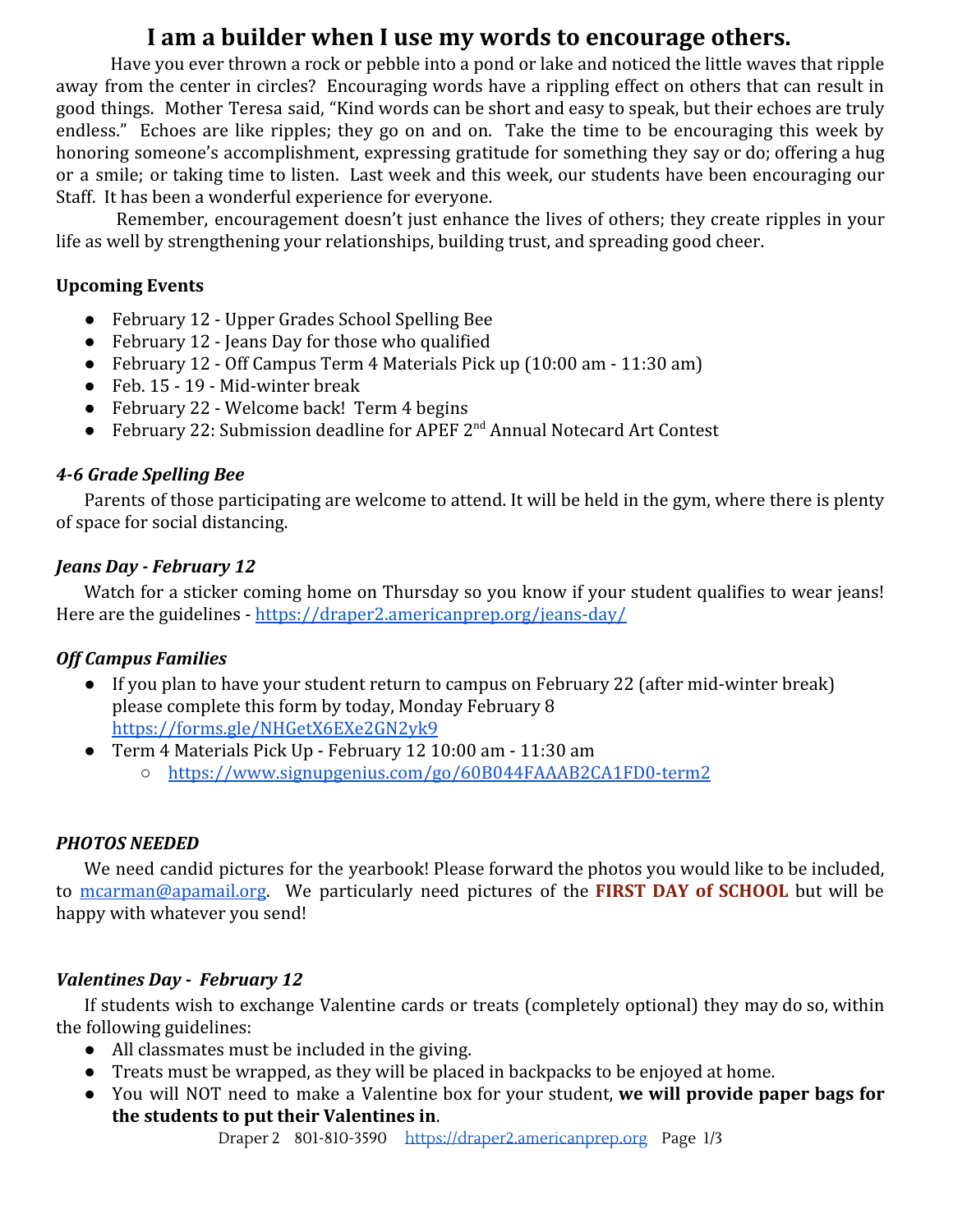# I am a builder when I use my words to encourage others.

Have you ever thrown a rock or pebble into a pond or lake and noticed the little waves that ripple away from the center in circles? Encouraging words have a rippling effect on others that can result in good things. Mother Teresa said, "Kind words can be short and easy to speak, but their echoes are truly endless." Echoes are like ripples; they go on and on. Take the time to be encouraging this week by honoring someone's accomplishment, expressing gratitude for something they say or do; offering a hug or a smile; or taking time to listen. Last week and this week, our students have been encouraging our Staff. It has been a wonderful experience for everyone.

Remember, encouragement doesn't just enhance the lives of others; they create ripples in your life as well by strengthening your relationships, building trust, and spreading good cheer.

**Upcoming Events**

- February 12 - Upper Grades School Spelling Bee
- February 12 - Jeans Day for those who qualified
- February 12 - Off Campus Term 4 Materials Pick up (10:00 am - 11:30 am)
- Feb. 15 - 19 - Mid-winter break
- February 22 - Welcome back! Term 4 begins
- February 22: Submission deadline for APEF 2nd Annual Notecard Art Contest

***4-6 Grade Spelling Bee***

Parents of those participating are welcome to attend. It will be held in the gym, where there is plenty of space for social distancing.

***Jeans Day - February 12***

Watch for a sticker coming home on Thursday so you know if your student qualifies to wear jeans! Here are the guidelines - https://draper2.americanprep.org/jeans-day/

***Off Campus Families***

- If you plan to have your student return to campus on February 22 (after mid-winter break) please complete this form by today, Monday February 8 https://forms.gle/NHGetX6EXe2GN2yk9
- Term 4 Materials Pick Up - February 12 10:00 am - 11:30 am
  - https://www.signupgenius.com/go/60B044FAAAB2CA1FD0-term2

***PHOTOS NEEDED***

We need candid pictures for the yearbook! Please forward the photos you would like to be included, to mcarman@apamail.org. We particularly need pictures of the **FIRST DAY of SCHOOL** but will be happy with whatever you send!

***Valentines Day - February 12***

If students wish to exchange Valentine cards or treats (completely optional) they may do so, within the following guidelines:

- All classmates must be included in the giving.
- Treats must be wrapped, as they will be placed in backpacks to be enjoyed at home.
- You will NOT need to make a Valentine box for your student, **we will provide paper bags for the students to put their Valentines in**.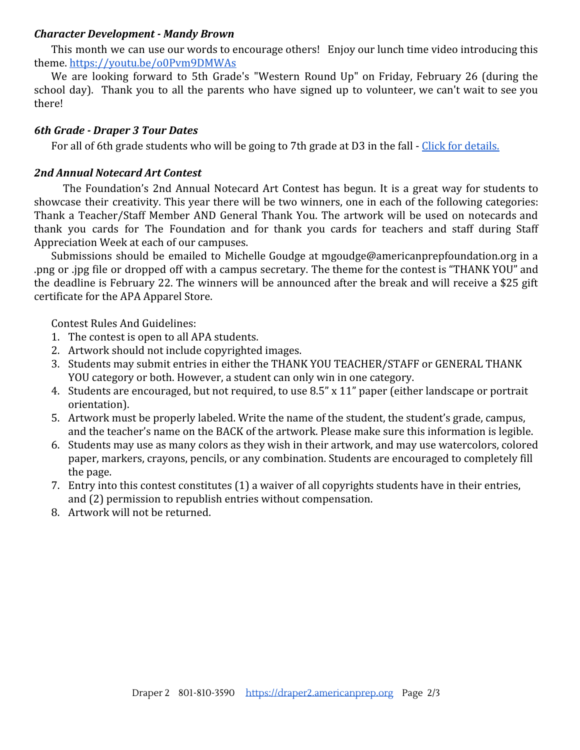### *Character Development - Mandy Brown*

This month we can use our words to encourage others! Enjoy our lunch time video introducing this theme. https://youtu.be/o0Pvm9DMWAs

We are looking forward to 5th Grade's "Western Round Up" on Friday, February 26 (during the school day). Thank you to all the parents who have signed up to volunteer, we can't wait to see you there!

### *6th Grade - Draper 3 Tour Dates*

For all of 6th grade students who will be going to 7th grade at D3 in the fall - Click for details.

### *2nd Annual Notecard Art Contest*

The Foundation's 2nd Annual Notecard Art Contest has begun. It is a great way for students to showcase their creativity. This year there will be two winners, one in each of the following categories: Thank a Teacher/Staff Member AND General Thank You. The artwork will be used on notecards and thank you cards for The Foundation and for thank you cards for teachers and staff during Staff Appreciation Week at each of our campuses.

Submissions should be emailed to Michelle Goudge at mgoudge@americanprepfoundation.org in a .png or .jpg file or dropped off with a campus secretary. The theme for the contest is "THANK YOU" and the deadline is February 22. The winners will be announced after the break and will receive a $25 gift certificate for the APA Apparel Store.

Contest Rules And Guidelines:

1. The contest is open to all APA students.
2. Artwork should not include copyrighted images.
3. Students may submit entries in either the THANK YOU TEACHER/STAFF or GENERAL THANK YOU category or both. However, a student can only win in one category.
4. Students are encouraged, but not required, to use 8.5" x 11" paper (either landscape or portrait orientation).
5. Artwork must be properly labeled. Write the name of the student, the student's grade, campus, and the teacher's name on the BACK of the artwork. Please make sure this information is legible.
6. Students may use as many colors as they wish in their artwork, and may use watercolors, colored paper, markers, crayons, pencils, or any combination. Students are encouraged to completely fill the page.
7. Entry into this contest constitutes (1) a waiver of all copyrights students have in their entries, and (2) permission to republish entries without compensation.
8. Artwork will not be returned.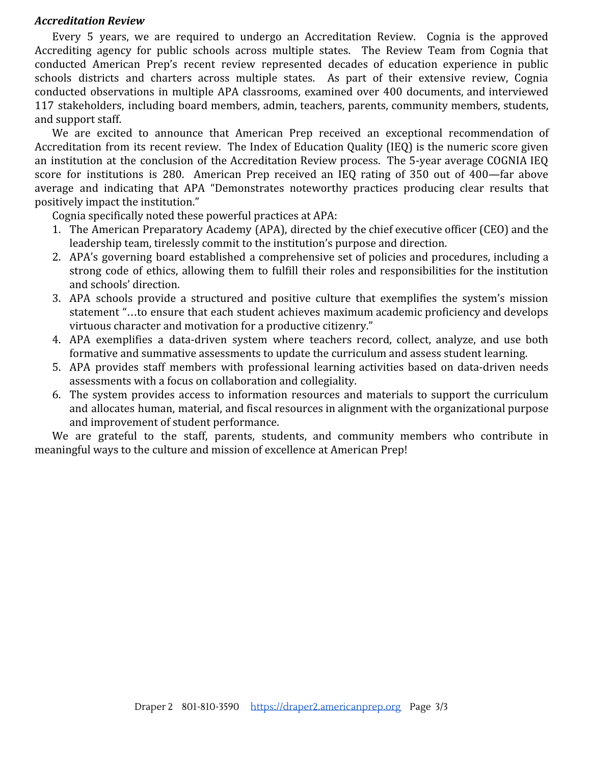***Accreditation Review***

Every 5 years, we are required to undergo an Accreditation Review. Cognia is the approved Accrediting agency for public schools across multiple states. The Review Team from Cognia that conducted American Prep's recent review represented decades of education experience in public schools districts and charters across multiple states. As part of their extensive review, Cognia conducted observations in multiple APA classrooms, examined over 400 documents, and interviewed 117 stakeholders, including board members, admin, teachers, parents, community members, students, and support staff.

We are excited to announce that American Prep received an exceptional recommendation of Accreditation from its recent review. The Index of Education Quality (IEQ) is the numeric score given an institution at the conclusion of the Accreditation Review process. The 5-year average COGNIA IEQ score for institutions is 280. American Prep received an IEQ rating of 350 out of 400—far above average and indicating that APA "Demonstrates noteworthy practices producing clear results that positively impact the institution."

Cognia specifically noted these powerful practices at APA:

1. The American Preparatory Academy (APA), directed by the chief executive officer (CEO) and the leadership team, tirelessly commit to the institution's purpose and direction.
2. APA's governing board established a comprehensive set of policies and procedures, including a strong code of ethics, allowing them to fulfill their roles and responsibilities for the institution and schools' direction.
3. APA schools provide a structured and positive culture that exemplifies the system's mission statement "…to ensure that each student achieves maximum academic proficiency and develops virtuous character and motivation for a productive citizenry."
4. APA exemplifies a data-driven system where teachers record, collect, analyze, and use both formative and summative assessments to update the curriculum and assess student learning.
5. APA provides staff members with professional learning activities based on data-driven needs assessments with a focus on collaboration and collegiality.
6. The system provides access to information resources and materials to support the curriculum and allocates human, material, and fiscal resources in alignment with the organizational purpose and improvement of student performance.

We are grateful to the staff, parents, students, and community members who contribute in meaningful ways to the culture and mission of excellence at American Prep!